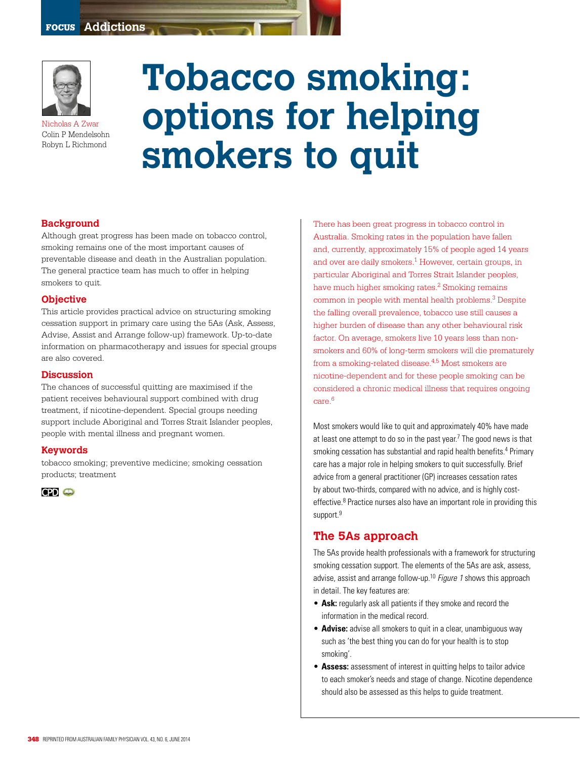FOCUS Addictions

Nicholas A Zwar
Colin P Mendelsohn
Robyn L Richmond

# Tobacco smoking: options for helping smokers to quit

## Background

Although great progress has been made on tobacco control, smoking remains one of the most important causes of preventable disease and death in the Australian population. The general practice team has much to offer in helping smokers to quit.

## Objective

This article provides practical advice on structuring smoking cessation support in primary care using the 5As (Ask, Assess, Advise, Assist and Arrange follow-up) framework. Up-to-date information on pharmacotherapy and issues for special groups are also covered.

## Discussion

The chances of successful quitting are maximised if the patient receives behavioural support combined with drug treatment, if nicotine-dependent. Special groups needing support include Aboriginal and Torres Strait Islander peoples, people with mental illness and pregnant women.

## Keywords

tobacco smoking; preventive medicine; smoking cessation products; treatment

CPD

There has been great progress in tobacco control in Australia. Smoking rates in the population have fallen and, currently, approximately 15% of people aged 14 years and over are daily smokers.[1] However, certain groups, in particular Aboriginal and Torres Strait Islander peoples, have much higher smoking rates.[2] Smoking remains common in people with mental health problems.[3] Despite the falling overall prevalence, tobacco use still causes a higher burden of disease than any other behavioural risk factor. On average, smokers live 10 years less than non-smokers and 60% of long-term smokers will die prematurely from a smoking-related disease.[4,5] Most smokers are nicotine-dependent and for these people smoking can be considered a chronic medical illness that requires ongoing care.[6]

Most smokers would like to quit and approximately 40% have made at least one attempt to do so in the past year.[7] The good news is that smoking cessation has substantial and rapid health benefits.[4] Primary care has a major role in helping smokers to quit successfully. Brief advice from a general practitioner (GP) increases cessation rates by about two-thirds, compared with no advice, and is highly cost-effective.[8] Practice nurses also have an important role in providing this support.[9]

## The 5As approach

The 5As provide health professionals with a framework for structuring smoking cessation support. The elements of the 5As are ask, assess, advise, assist and arrange follow-up.[10] *Figure 1* shows this approach in detail. The key features are:

- **Ask:** regularly ask all patients if they smoke and record the information in the medical record.
- **Advise:** advise all smokers to quit in a clear, unambiguous way such as 'the best thing you can do for your health is to stop smoking'.
- **Assess:** assessment of interest in quitting helps to tailor advice to each smoker's needs and stage of change. Nicotine dependence should also be assessed as this helps to guide treatment.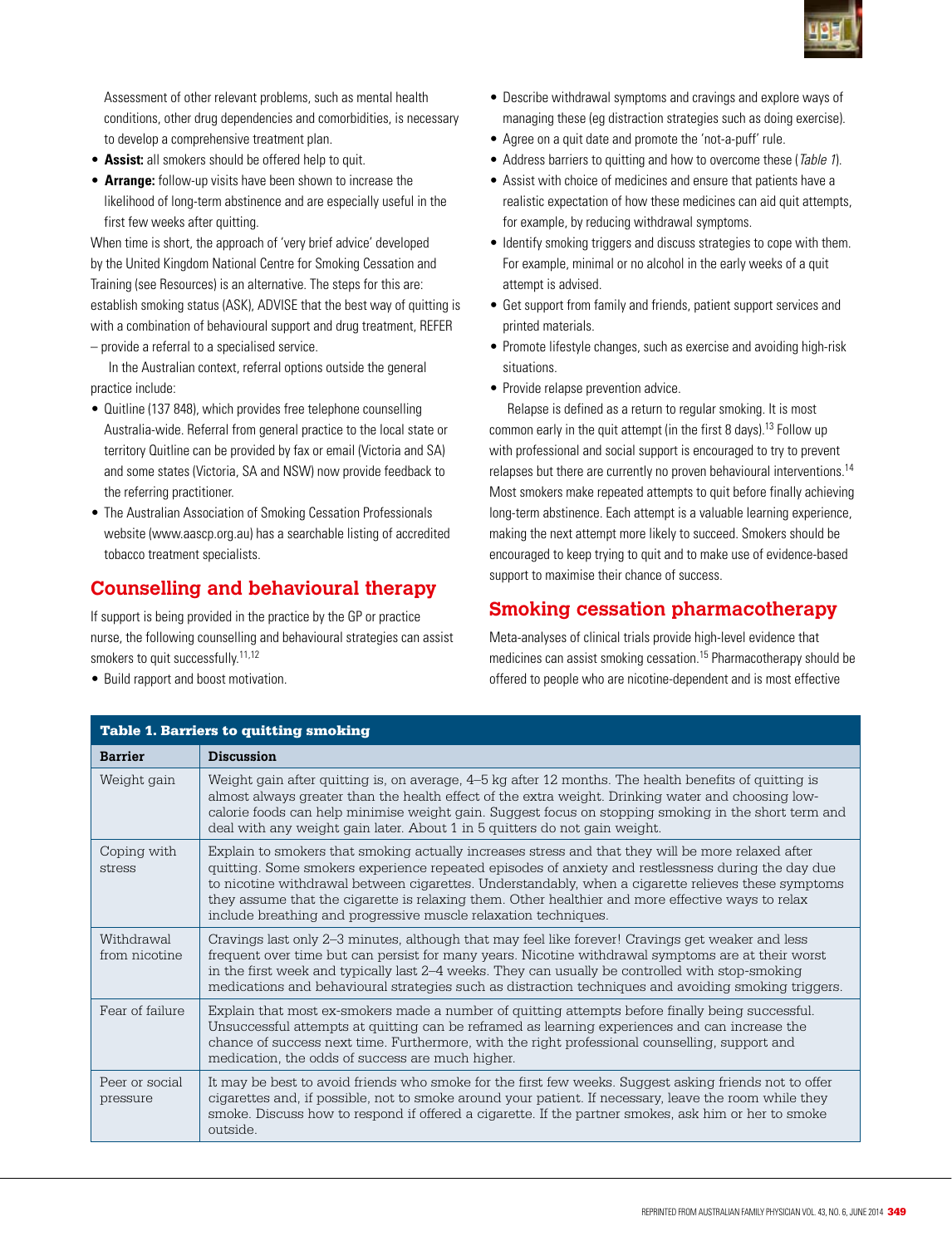Assessment of other relevant problems, such as mental health conditions, other drug dependencies and comorbidities, is necessary to develop a comprehensive treatment plan.

- **Assist:** all smokers should be offered help to quit.
- **Arrange:** follow-up visits have been shown to increase the likelihood of long-term abstinence and are especially useful in the first few weeks after quitting.

When time is short, the approach of 'very brief advice' developed by the United Kingdom National Centre for Smoking Cessation and Training (see Resources) is an alternative. The steps for this are: establish smoking status (ASK), ADVISE that the best way of quitting is with a combination of behavioural support and drug treatment, REFER – provide a referral to a specialised service.

In the Australian context, referral options outside the general practice include:

- Quitline (137 848), which provides free telephone counselling Australia-wide. Referral from general practice to the local state or territory Quitline can be provided by fax or email (Victoria and SA) and some states (Victoria, SA and NSW) now provide feedback to the referring practitioner.
- The Australian Association of Smoking Cessation Professionals website (www.aascp.org.au) has a searchable listing of accredited tobacco treatment specialists.

## Counselling and behavioural therapy

If support is being provided in the practice by the GP or practice nurse, the following counselling and behavioural strategies can assist smokers to quit successfully.[11,12]

- Build rapport and boost motivation.
- Describe withdrawal symptoms and cravings and explore ways of managing these (eg distraction strategies such as doing exercise).
- Agree on a quit date and promote the 'not-a-puff' rule.
- Address barriers to quitting and how to overcome these (*Table 1*).
- Assist with choice of medicines and ensure that patients have a realistic expectation of how these medicines can aid quit attempts, for example, by reducing withdrawal symptoms.
- Identify smoking triggers and discuss strategies to cope with them. For example, minimal or no alcohol in the early weeks of a quit attempt is advised.
- Get support from family and friends, patient support services and printed materials.
- Promote lifestyle changes, such as exercise and avoiding high-risk situations.
- Provide relapse prevention advice.

Relapse is defined as a return to regular smoking. It is most common early in the quit attempt (in the first 8 days).[13] Follow up with professional and social support is encouraged to try to prevent relapses but there are currently no proven behavioural interventions.[14] Most smokers make repeated attempts to quit before finally achieving long-term abstinence. Each attempt is a valuable learning experience, making the next attempt more likely to succeed. Smokers should be encouraged to keep trying to quit and to make use of evidence-based support to maximise their chance of success.

## Smoking cessation pharmacotherapy

Meta-analyses of clinical trials provide high-level evidence that medicines can assist smoking cessation.[15] Pharmacotherapy should be offered to people who are nicotine-dependent and is most effective

**Table 1. Barriers to quitting smoking**

| Barrier | Discussion |
|---|---|
| Weight gain | Weight gain after quitting is, on average, 4–5 kg after 12 months. The health benefits of quitting is almost always greater than the health effect of the extra weight. Drinking water and choosing low-calorie foods can help minimise weight gain. Suggest focus on stopping smoking in the short term and deal with any weight gain later. About 1 in 5 quitters do not gain weight. |
| Coping with stress | Explain to smokers that smoking actually increases stress and that they will be more relaxed after quitting. Some smokers experience repeated episodes of anxiety and restlessness during the day due to nicotine withdrawal between cigarettes. Understandably, when a cigarette relieves these symptoms they assume that the cigarette is relaxing them. Other healthier and more effective ways to relax include breathing and progressive muscle relaxation techniques. |
| Withdrawal from nicotine | Cravings last only 2–3 minutes, although that may feel like forever! Cravings get weaker and less frequent over time but can persist for many years. Nicotine withdrawal symptoms are at their worst in the first week and typically last 2–4 weeks. They can usually be controlled with stop-smoking medications and behavioural strategies such as distraction techniques and avoiding smoking triggers. |
| Fear of failure | Explain that most ex-smokers made a number of quitting attempts before finally being successful. Unsuccessful attempts at quitting can be reframed as learning experiences and can increase the chance of success next time. Furthermore, with the right professional counselling, support and medication, the odds of success are much higher. |
| Peer or social pressure | It may be best to avoid friends who smoke for the first few weeks. Suggest asking friends not to offer cigarettes and, if possible, not to smoke around your patient. If necessary, leave the room while they smoke. Discuss how to respond if offered a cigarette. If the partner smokes, ask him or her to smoke outside. |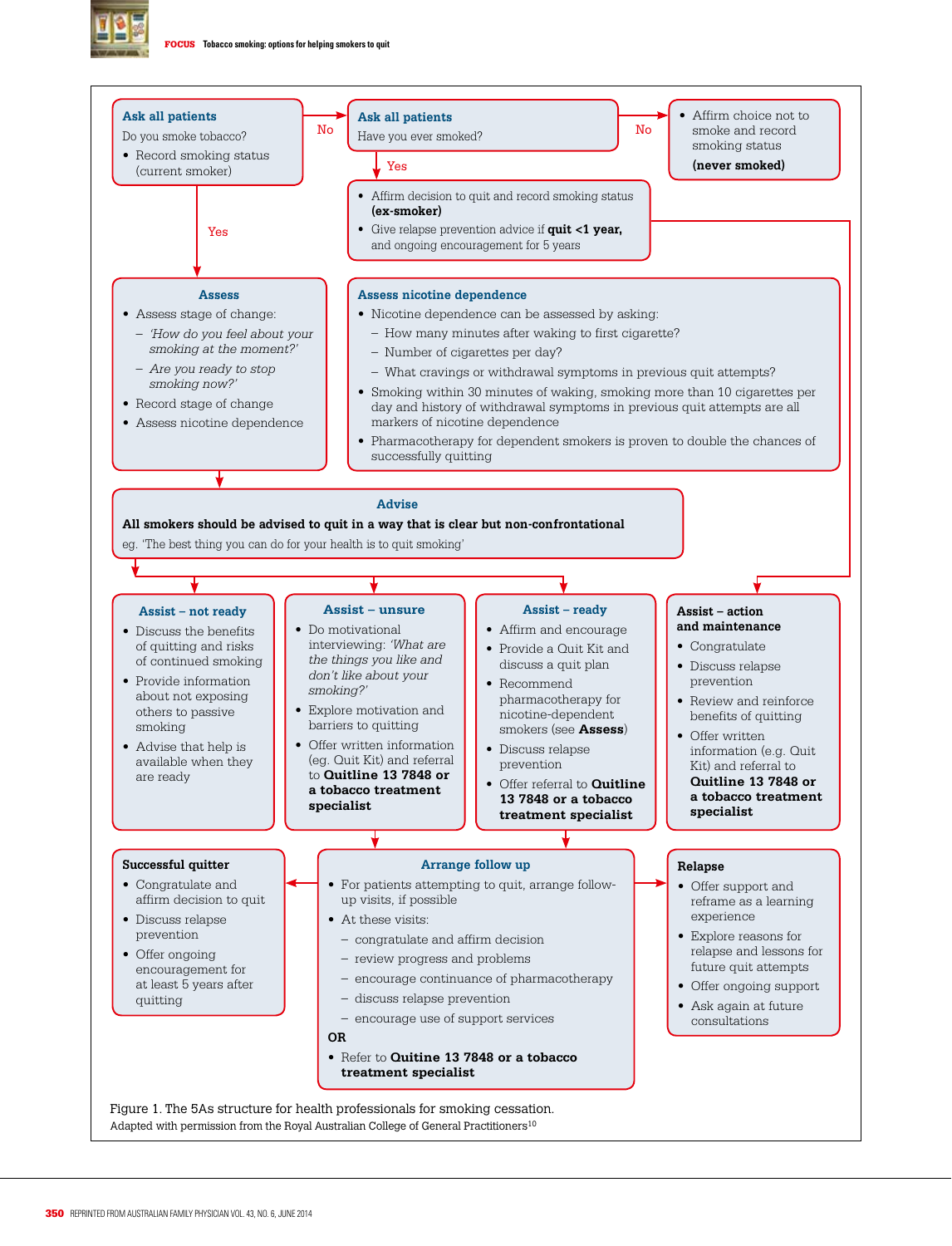**Ask all patients**

Do you smoke tobacco?

- Record smoking status (current smoker)

No →

**Ask all patients**

Have you ever smoked?

No →

- Affirm choice not to smoke and record smoking status

**(never smoked)**

Yes →

- Affirm decision to quit and record smoking status **(ex-smoker)**
- Give relapse prevention advice if **quit <1 year,** and ongoing encouragement for 5 years

Yes →

**Assess**

- Assess stage of change:
  - *'How do you feel about your smoking at the moment?'*
  - *Are you ready to stop smoking now?'*
- Record stage of change
- Assess nicotine dependence

**Assess nicotine dependence**

- Nicotine dependence can be assessed by asking:
  - How many minutes after waking to first cigarette?
  - Number of cigarettes per day?
  - What cravings or withdrawal symptoms in previous quit attempts?
- Smoking within 30 minutes of waking, smoking more than 10 cigarettes per day and history of withdrawal symptoms in previous quit attempts are all markers of nicotine dependence
- Pharmacotherapy for dependent smokers is proven to double the chances of successfully quitting

**Advise**

**All smokers should be advised to quit in a way that is clear but non-confrontational**

eg. 'The best thing you can do for your health is to quit smoking'

**Assist – not ready**

- Discuss the benefits of quitting and risks of continued smoking
- Provide information about not exposing others to passive smoking
- Advise that help is available when they are ready

**Assist – unsure**

- Do motivational interviewing: *'What are the things you like and don't like about your smoking?'*
- Explore motivation and barriers to quitting
- Offer written information (eg. Quit Kit) and referral to **Quitline 13 7848 or a tobacco treatment specialist**

**Assist – ready**

- Affirm and encourage
- Provide a Quit Kit and discuss a quit plan
- Recommend pharmacotherapy for nicotine-dependent smokers (see **Assess**)
- Discuss relapse prevention
- Offer referral to **Quitline 13 7848 or a tobacco treatment specialist**

**Assist – action and maintenance**

- Congratulate
- Discuss relapse prevention
- Review and reinforce benefits of quitting
- Offer written information (e.g. Quit Kit) and referral to **Quitline 13 7848 or a tobacco treatment specialist**

**Successful quitter**

- Congratulate and affirm decision to quit
- Discuss relapse prevention
- Offer ongoing encouragement for at least 5 years after quitting

**Arrange follow up**

- For patients attempting to quit, arrange follow-up visits, if possible
- At these visits:
  - congratulate and affirm decision
  - review progress and problems
  - encourage continuance of pharmacotherapy
  - discuss relapse prevention
  - encourage use of support services

**OR**

- Refer to **Quitine 13 7848 or a tobacco treatment specialist**

**Relapse**

- Offer support and reframe as a learning experience
- Explore reasons for relapse and lessons for future quit attempts
- Offer ongoing support
- Ask again at future consultations

Figure 1. The 5As structure for health professionals for smoking cessation.
Adapted with permission from the Royal Australian College of General Practitioners[10]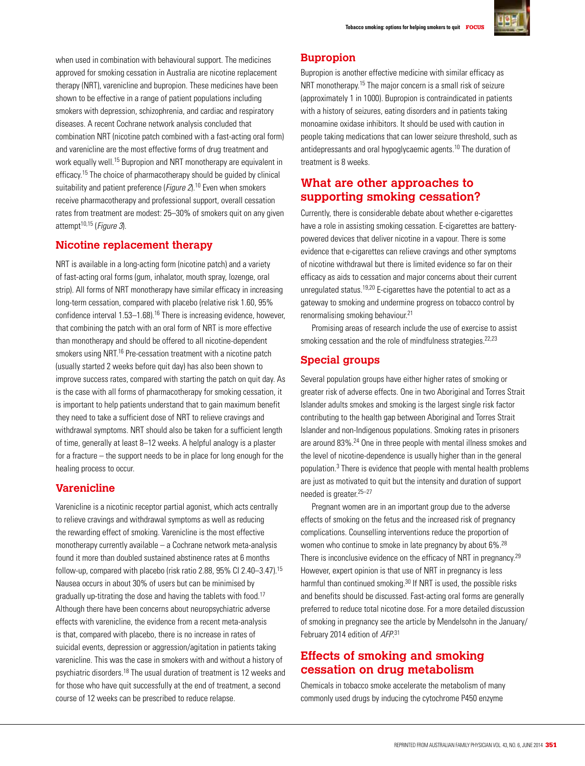when used in combination with behavioural support. The medicines approved for smoking cessation in Australia are nicotine replacement therapy (NRT), varenicline and bupropion. These medicines have been shown to be effective in a range of patient populations including smokers with depression, schizophrenia, and cardiac and respiratory diseases. A recent Cochrane network analysis concluded that combination NRT (nicotine patch combined with a fast-acting oral form) and varenicline are the most effective forms of drug treatment and work equally well.[15] Bupropion and NRT monotherapy are equivalent in efficacy.[15] The choice of pharmacotherapy should be guided by clinical suitability and patient preference (*Figure 2*).[10] Even when smokers receive pharmacotherapy and professional support, overall cessation rates from treatment are modest: 25–30% of smokers quit on any given attempt[10,15] (*Figure 3*).

## Nicotine replacement therapy

NRT is available in a long-acting form (nicotine patch) and a variety of fast-acting oral forms (gum, inhalator, mouth spray, lozenge, oral strip). All forms of NRT monotherapy have similar efficacy in increasing long-term cessation, compared with placebo (relative risk 1.60, 95% confidence interval 1.53–1.68).[16] There is increasing evidence, however, that combining the patch with an oral form of NRT is more effective than monotherapy and should be offered to all nicotine-dependent smokers using NRT.[16] Pre-cessation treatment with a nicotine patch (usually started 2 weeks before quit day) has also been shown to improve success rates, compared with starting the patch on quit day. As is the case with all forms of pharmacotherapy for smoking cessation, it is important to help patients understand that to gain maximum benefit they need to take a sufficient dose of NRT to relieve cravings and withdrawal symptoms. NRT should also be taken for a sufficient length of time, generally at least 8–12 weeks. A helpful analogy is a plaster for a fracture – the support needs to be in place for long enough for the healing process to occur.

## Varenicline

Varenicline is a nicotinic receptor partial agonist, which acts centrally to relieve cravings and withdrawal symptoms as well as reducing the rewarding effect of smoking. Varenicline is the most effective monotherapy currently available – a Cochrane network meta-analysis found it more than doubled sustained abstinence rates at 6 months follow-up, compared with placebo (risk ratio 2.88, 95% CI 2.40–3.47).[15] Nausea occurs in about 30% of users but can be minimised by gradually up-titrating the dose and having the tablets with food.[17] Although there have been concerns about neuropsychiatric adverse effects with varenicline, the evidence from a recent meta-analysis is that, compared with placebo, there is no increase in rates of suicidal events, depression or aggression/agitation in patients taking varenicline. This was the case in smokers with and without a history of psychiatric disorders.[18] The usual duration of treatment is 12 weeks and for those who have quit successfully at the end of treatment, a second course of 12 weeks can be prescribed to reduce relapse.

## Bupropion

Bupropion is another effective medicine with similar efficacy as NRT monotherapy.[15] The major concern is a small risk of seizure (approximately 1 in 1000). Bupropion is contraindicated in patients with a history of seizures, eating disorders and in patients taking monoamine oxidase inhibitors. It should be used with caution in people taking medications that can lower seizure threshold, such as antidepressants and oral hypoglycaemic agents.[10] The duration of treatment is 8 weeks.

## What are other approaches to supporting smoking cessation?

Currently, there is considerable debate about whether e-cigarettes have a role in assisting smoking cessation. E-cigarettes are battery-powered devices that deliver nicotine in a vapour. There is some evidence that e-cigarettes can relieve cravings and other symptoms of nicotine withdrawal but there is limited evidence so far on their efficacy as aids to cessation and major concerns about their current unregulated status.[19,20] E-cigarettes have the potential to act as a gateway to smoking and undermine progress on tobacco control by renormalising smoking behaviour.[21]

Promising areas of research include the use of exercise to assist smoking cessation and the role of mindfulness strategies.[22,23]

## Special groups

Several population groups have either higher rates of smoking or greater risk of adverse effects. One in two Aboriginal and Torres Strait Islander adults smokes and smoking is the largest single risk factor contributing to the health gap between Aboriginal and Torres Strait Islander and non-Indigenous populations. Smoking rates in prisoners are around 83%.[24] One in three people with mental illness smokes and the level of nicotine-dependence is usually higher than in the general population.[3] There is evidence that people with mental health problems are just as motivated to quit but the intensity and duration of support needed is greater.[25–27]

Pregnant women are in an important group due to the adverse effects of smoking on the fetus and the increased risk of pregnancy complications. Counselling interventions reduce the proportion of women who continue to smoke in late pregnancy by about 6%.[28] There is inconclusive evidence on the efficacy of NRT in pregnancy.[29] However, expert opinion is that use of NRT in pregnancy is less harmful than continued smoking.[30] If NRT is used, the possible risks and benefits should be discussed. Fast-acting oral forms are generally preferred to reduce total nicotine dose. For a more detailed discussion of smoking in pregnancy see the article by Mendelsohn in the January/February 2014 edition of *AFP*.[31]

## Effects of smoking and smoking cessation on drug metabolism

Chemicals in tobacco smoke accelerate the metabolism of many commonly used drugs by inducing the cytochrome P450 enzyme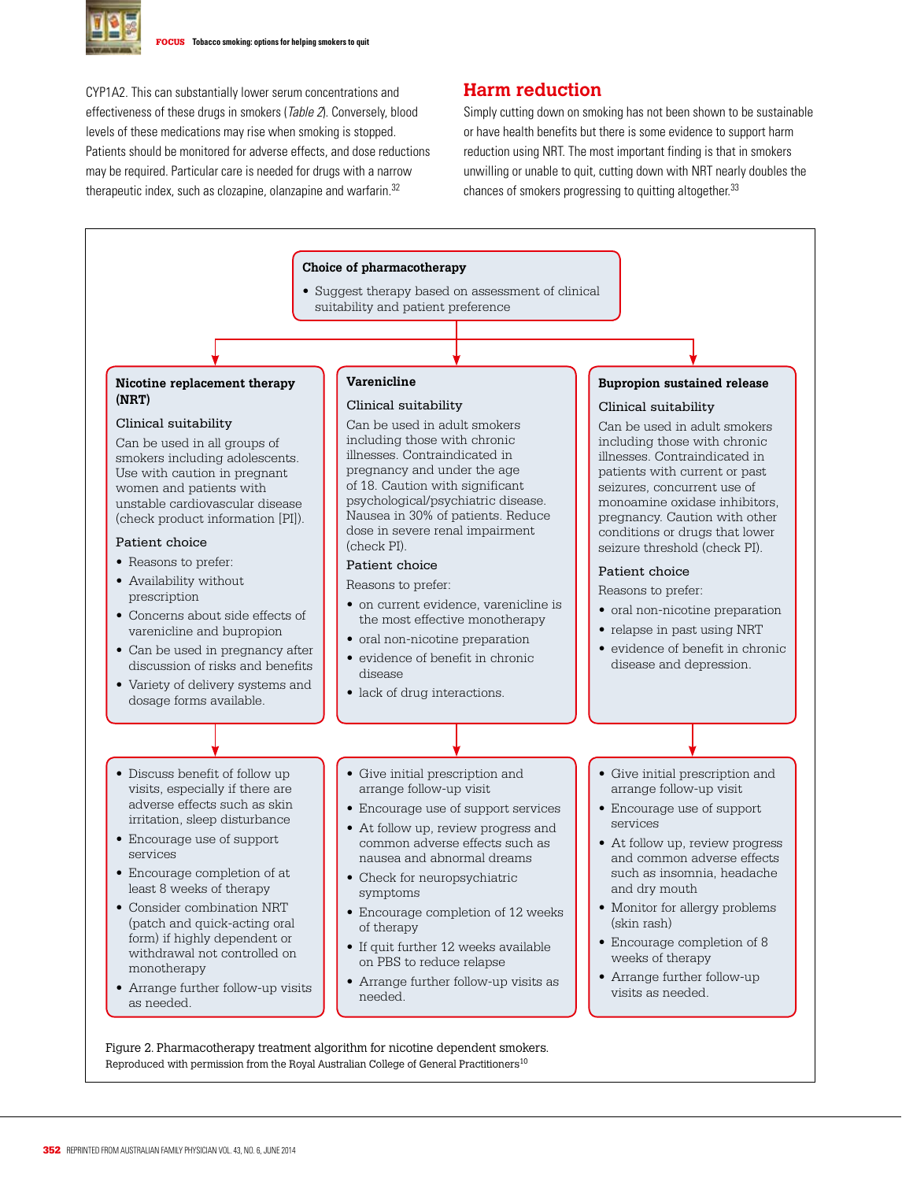CYP1A2. This can substantially lower serum concentrations and effectiveness of these drugs in smokers (*Table 2*). Conversely, blood levels of these medications may rise when smoking is stopped. Patients should be monitored for adverse effects, and dose reductions may be required. Particular care is needed for drugs with a narrow therapeutic index, such as clozapine, olanzapine and warfarin.[32]

## Harm reduction

Simply cutting down on smoking has not been shown to be sustainable or have health benefits but there is some evidence to support harm reduction using NRT. The most important finding is that in smokers unwilling or unable to quit, cutting down with NRT nearly doubles the chances of smokers progressing to quitting altogether.[33]

**Choice of pharmacotherapy**

- Suggest therapy based on assessment of clinical suitability and patient preference

**Nicotine replacement therapy (NRT)**

Clinical suitability

Can be used in all groups of smokers including adolescents. Use with caution in pregnant women and patients with unstable cardiovascular disease (check product information [PI]).

Patient choice

- Reasons to prefer:
- Availability without prescription
- Concerns about side effects of varenicline and bupropion
- Can be used in pregnancy after discussion of risks and benefits
- Variety of delivery systems and dosage forms available.

Follow-up:

- Discuss benefit of follow up visits, especially if there are adverse effects such as skin irritation, sleep disturbance
- Encourage use of support services
- Encourage completion of at least 8 weeks of therapy
- Consider combination NRT (patch and quick-acting oral form) if highly dependent or withdrawal not controlled on monotherapy
- Arrange further follow-up visits as needed

**Varenicline**

Clinical suitability

Can be used in adult smokers including those with chronic illnesses. Contraindicated in pregnancy and under the age of 18. Caution with significant psychological/psychiatric disease. Nausea in 30% of patients. Reduce dose in severe renal impairment (check PI).

Patient choice

Reasons to prefer:

- on current evidence, varenicline is the most effective monotherapy
- oral non-nicotine preparation
- evidence of benefit in chronic disease
- lack of drug interactions.

Follow-up:

- Give initial prescription and arrange follow-up visit
- Encourage use of support services
- At follow up, review progress and common adverse effects such as nausea and abnormal dreams
- Check for neuropsychiatric symptoms
- Encourage completion of 12 weeks of therapy
- If quit further 12 weeks available on PBS to reduce relapse
- Arrange further follow-up visits as needed.

**Bupropion sustained release**

Clinical suitability

Can be used in adult smokers including those with chronic illnesses. Contraindicated in patients with current or past seizures, concurrent use of monoamine oxidase inhibitors, pregnancy. Caution with other conditions or drugs that lower seizure threshold (check PI).

Patient choice

Reasons to prefer:

- oral non-nicotine preparation
- relapse in past using NRT
- evidence of benefit in chronic disease and depression.

Follow-up:

- Give initial prescription and arrange follow-up visit
- Encourage use of support services
- At follow up, review progress and common adverse effects such as insomnia, headache and dry mouth
- Monitor for allergy problems (skin rash)
- Encourage completion of 8 weeks of therapy
- Arrange further follow-up visits as needed.

Figure 2. Pharmacotherapy treatment algorithm for nicotine dependent smokers.
Reproduced with permission from the Royal Australian College of General Practitioners[10]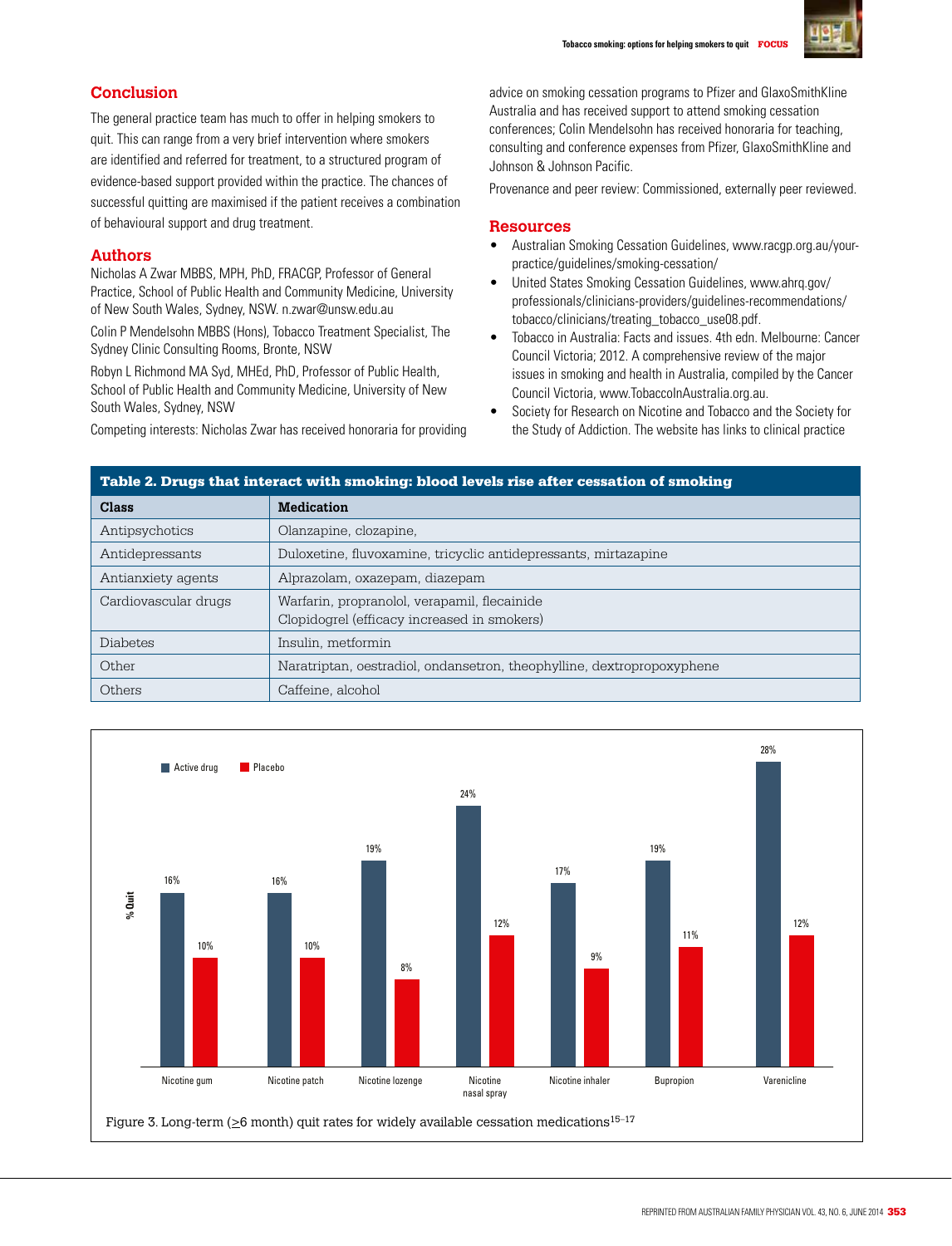## Conclusion

The general practice team has much to offer in helping smokers to quit. This can range from a very brief intervention where smokers are identified and referred for treatment, to a structured program of evidence-based support provided within the practice. The chances of successful quitting are maximised if the patient receives a combination of behavioural support and drug treatment.

## Authors

Nicholas A Zwar MBBS, MPH, PhD, FRACGP, Professor of General Practice, School of Public Health and Community Medicine, University of New South Wales, Sydney, NSW. n.zwar@unsw.edu.au

Colin P Mendelsohn MBBS (Hons), Tobacco Treatment Specialist, The Sydney Clinic Consulting Rooms, Bronte, NSW

Robyn L Richmond MA Syd, MHEd, PhD, Professor of Public Health, School of Public Health and Community Medicine, University of New South Wales, Sydney, NSW

Competing interests: Nicholas Zwar has received honoraria for providing advice on smoking cessation programs to Pfizer and GlaxoSmithKline Australia and has received support to attend smoking cessation conferences; Colin Mendelsohn has received honoraria for teaching, consulting and conference expenses from Pfizer, GlaxoSmithKline and Johnson & Johnson Pacific.

Provenance and peer review: Commissioned, externally peer reviewed.

## Resources

- Australian Smoking Cessation Guidelines, www.racgp.org.au/your-practice/guidelines/smoking-cessation/
- United States Smoking Cessation Guidelines, www.ahrq.gov/professionals/clinicians-providers/guidelines-recommendations/tobacco/clinicians/treating_tobacco_use08.pdf.
- Tobacco in Australia: Facts and issues. 4th edn. Melbourne: Cancer Council Victoria; 2012. A comprehensive review of the major issues in smoking and health in Australia, compiled by the Cancer Council Victoria, www.TobaccoInAustralia.org.au.
- Society for Research on Nicotine and Tobacco and the Society for the Study of Addiction. The website has links to clinical practice

**Table 2. Drugs that interact with smoking: blood levels rise after cessation of smoking**

| Class | Medication |
|---|---|
| Antipsychotics | Olanzapine, clozapine, |
| Antidepressants | Duloxetine, fluvoxamine, tricyclic antidepressants, mirtazapine |
| Antianxiety agents | Alprazolam, oxazepam, diazepam |
| Cardiovascular drugs | Warfarin, propranolol, verapamil, flecainide<br>Clopidogrel (efficacy increased in smokers) |
| Diabetes | Insulin, metformin |
| Other | Naratriptan, oestradiol, ondansetron, theophylline, dextropropoxyphene |
| Others | Caffeine, alcohol |

| % Quit | Active drug | Placebo |
|---|---|---|
| Nicotine gum | 16% | 10% |
| Nicotine patch | 16% | 10% |
| Nicotine lozenge | 19% | 8% |
| Nicotine nasal spray | 24% | 12% |
| Nicotine inhaler | 17% | 9% |
| Bupropion | 19% | 11% |
| Varenicline | 28% | 12% |

Figure 3. Long-term (≥6 month) quit rates for widely available cessation medications[15–17]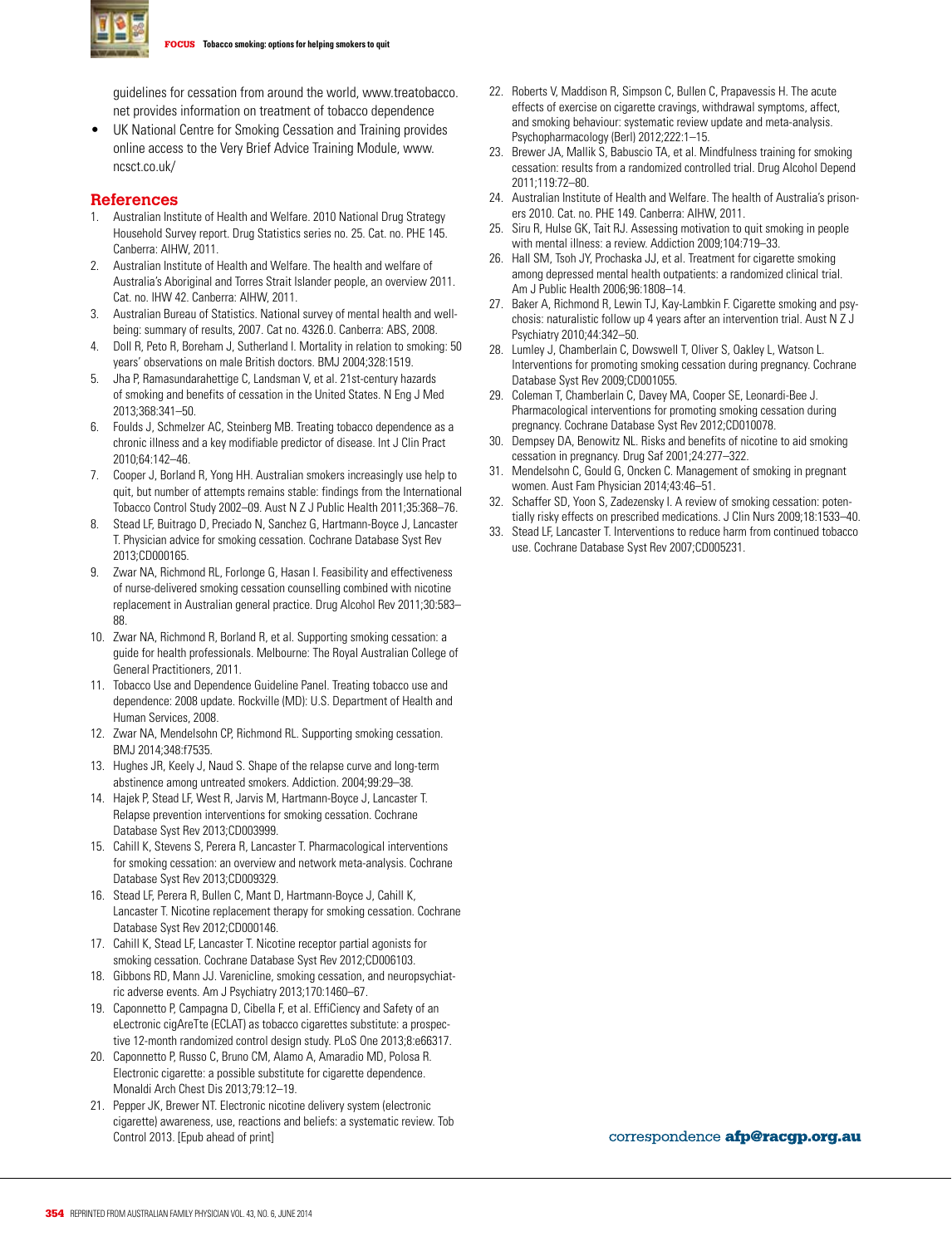guidelines for cessation from around the world, www.treatobacco.net provides information on treatment of tobacco dependence

- UK National Centre for Smoking Cessation and Training provides online access to the Very Brief Advice Training Module, www.ncsct.co.uk/

## References

1. Australian Institute of Health and Welfare. 2010 National Drug Strategy Household Survey report. Drug Statistics series no. 25. Cat. no. PHE 145. Canberra: AIHW, 2011.
2. Australian Institute of Health and Welfare. The health and welfare of Australia's Aboriginal and Torres Strait Islander people, an overview 2011. Cat. no. IHW 42. Canberra: AIHW, 2011.
3. Australian Bureau of Statistics. National survey of mental health and well-being: summary of results, 2007. Cat no. 4326.0. Canberra: ABS, 2008.
4. Doll R, Peto R, Boreham J, Sutherland I. Mortality in relation to smoking: 50 years' observations on male British doctors. BMJ 2004;328:1519.
5. Jha P, Ramasundarahettige C, Landsman V, et al. 21st-century hazards of smoking and benefits of cessation in the United States. N Eng J Med 2013;368:341–50.
6. Foulds J, Schmelzer AC, Steinberg MB. Treating tobacco dependence as a chronic illness and a key modifiable predictor of disease. Int J Clin Pract 2010;64:142–46.
7. Cooper J, Borland R, Yong HH. Australian smokers increasingly use help to quit, but number of attempts remains stable: findings from the International Tobacco Control Study 2002–09. Aust N Z J Public Health 2011;35:368–76.
8. Stead LF, Buitrago D, Preciado N, Sanchez G, Hartmann-Boyce J, Lancaster T. Physician advice for smoking cessation. Cochrane Database Syst Rev 2013;CD000165.
9. Zwar NA, Richmond RL, Forlonge G, Hasan I. Feasibility and effectiveness of nurse-delivered smoking cessation counselling combined with nicotine replacement in Australian general practice. Drug Alcohol Rev 2011;30:583–88.
10. Zwar NA, Richmond R, Borland R, et al. Supporting smoking cessation: a guide for health professionals. Melbourne: The Royal Australian College of General Practitioners, 2011.
11. Tobacco Use and Dependence Guideline Panel. Treating tobacco use and dependence: 2008 update. Rockville (MD): U.S. Department of Health and Human Services, 2008.
12. Zwar NA, Mendelsohn CP, Richmond RL. Supporting smoking cessation. BMJ 2014;348:f7535.
13. Hughes JR, Keely J, Naud S. Shape of the relapse curve and long-term abstinence among untreated smokers. Addiction. 2004;99:29–38.
14. Hajek P, Stead LF, West R, Jarvis M, Hartmann-Boyce J, Lancaster T. Relapse prevention interventions for smoking cessation. Cochrane Database Syst Rev 2013;CD003999.
15. Cahill K, Stevens S, Perera R, Lancaster T. Pharmacological interventions for smoking cessation: an overview and network meta-analysis. Cochrane Database Syst Rev 2013;CD009329.
16. Stead LF, Perera R, Bullen C, Mant D, Hartmann-Boyce J, Cahill K, Lancaster T. Nicotine replacement therapy for smoking cessation. Cochrane Database Syst Rev 2012;CD000146.
17. Cahill K, Stead LF, Lancaster T. Nicotine receptor partial agonists for smoking cessation. Cochrane Database Syst Rev 2012;CD006103.
18. Gibbons RD, Mann JJ. Varenicline, smoking cessation, and neuropsychiatric adverse events. Am J Psychiatry 2013;170:1460–67.
19. Caponnetto P, Campagna D, Cibella F, et al. EffiCiency and Safety of an eLectronic cigAreTte (ECLAT) as tobacco cigarettes substitute: a prospective 12-month randomized control design study. PLoS One 2013;8:e66317.
20. Caponnetto P, Russo C, Bruno CM, Alamo A, Amaradio MD, Polosa R. Electronic cigarette: a possible substitute for cigarette dependence. Monaldi Arch Chest Dis 2013;79:12–19.
21. Pepper JK, Brewer NT. Electronic nicotine delivery system (electronic cigarette) awareness, use, reactions and beliefs: a systematic review. Tob Control 2013. [Epub ahead of print]
22. Roberts V, Maddison R, Simpson C, Bullen C, Prapavessis H. The acute effects of exercise on cigarette cravings, withdrawal symptoms, affect, and smoking behaviour: systematic review update and meta-analysis. Psychopharmacology (Berl) 2012;222:1–15.
23. Brewer JA, Mallik S, Babuscio TA, et al. Mindfulness training for smoking cessation: results from a randomized controlled trial. Drug Alcohol Depend 2011;119:72–80.
24. Australian Institute of Health and Welfare. The health of Australia's prisoners 2010. Cat. no. PHE 149. Canberra: AIHW, 2011.
25. Siru R, Hulse GK, Tait RJ. Assessing motivation to quit smoking in people with mental illness: a review. Addiction 2009;104:719–33.
26. Hall SM, Tsoh JY, Prochaska JJ, et al. Treatment for cigarette smoking among depressed mental health outpatients: a randomized clinical trial. Am J Public Health 2006;96:1808–14.
27. Baker A, Richmond R, Lewin TJ, Kay-Lambkin F. Cigarette smoking and psychosis: naturalistic follow up 4 years after an intervention trial. Aust N Z J Psychiatry 2010;44:342–50.
28. Lumley J, Chamberlain C, Dowswell T, Oliver S, Oakley L, Watson L. Interventions for promoting smoking cessation during pregnancy. Cochrane Database Syst Rev 2009;CD001055.
29. Coleman T, Chamberlain C, Davey MA, Cooper SE, Leonardi-Bee J. Pharmacological interventions for promoting smoking cessation during pregnancy. Cochrane Database Syst Rev 2012;CD010078.
30. Dempsey DA, Benowitz NL. Risks and benefits of nicotine to aid smoking cessation in pregnancy. Drug Saf 2001;24:277–322.
31. Mendelsohn C, Gould G, Oncken C. Management of smoking in pregnant women. Aust Fam Physician 2014;43:46–51.
32. Schaffer SD, Yoon S, Zadezensky I. A review of smoking cessation: potentially risky effects on prescribed medications. J Clin Nurs 2009;18:1533–40.
33. Stead LF, Lancaster T. Interventions to reduce harm from continued tobacco use. Cochrane Database Syst Rev 2007;CD005231.

correspondence **afp@racgp.org.au**